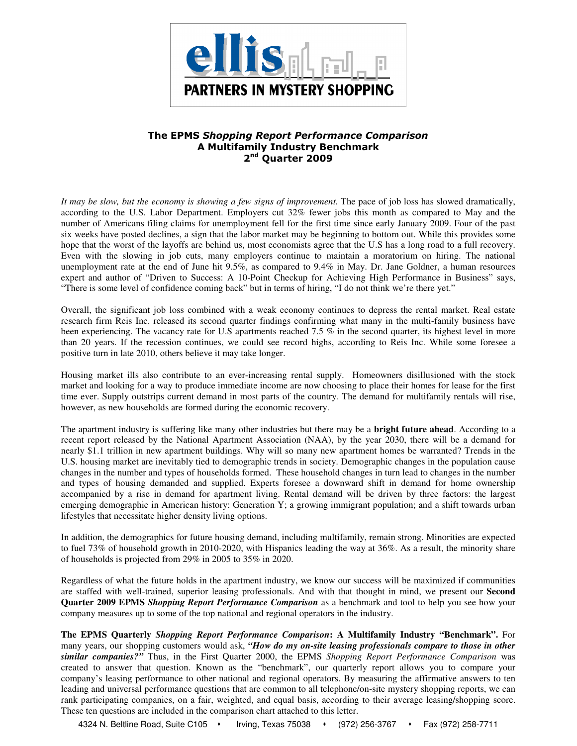**ellis**

**PARTNERS IN MYSTERY SHOPPING**

# The EPMS *Shopping Report Performance Comparison*
## A Multifamily Industry Benchmark
## 2nd Quarter 2009

*It may be slow, but the economy is showing a few signs of improvement.* The pace of job loss has slowed dramatically, according to the U.S. Labor Department. Employers cut 32% fewer jobs this month as compared to May and the number of Americans filing claims for unemployment fell for the first time since early January 2009. Four of the past six weeks have posted declines, a sign that the labor market may be beginning to bottom out. While this provides some hope that the worst of the layoffs are behind us, most economists agree that the U.S has a long road to a full recovery. Even with the slowing in job cuts, many employers continue to maintain a moratorium on hiring. The national unemployment rate at the end of June hit 9.5%, as compared to 9.4% in May. Dr. Jane Goldner, a human resources expert and author of "Driven to Success: A 10-Point Checkup for Achieving High Performance in Business" says, "There is some level of confidence coming back" but in terms of hiring, "I do not think we're there yet."

Overall, the significant job loss combined with a weak economy continues to depress the rental market. Real estate research firm Reis Inc. released its second quarter findings confirming what many in the multi-family business have been experiencing. The vacancy rate for U.S apartments reached 7.5 % in the second quarter, its highest level in more than 20 years. If the recession continues, we could see record highs, according to Reis Inc. While some foresee a positive turn in late 2010, others believe it may take longer.

Housing market ills also contribute to an ever-increasing rental supply. Homeowners disillusioned with the stock market and looking for a way to produce immediate income are now choosing to place their homes for lease for the first time ever. Supply outstrips current demand in most parts of the country. The demand for multifamily rentals will rise, however, as new households are formed during the economic recovery.

The apartment industry is suffering like many other industries but there may be a **bright future ahead**. According to a recent report released by the National Apartment Association (NAA), by the year 2030, there will be a demand for nearly $1.1 trillion in new apartment buildings. Why will so many new apartment homes be warranted? Trends in the U.S. housing market are inevitably tied to demographic trends in society. Demographic changes in the population cause changes in the number and types of households formed. These household changes in turn lead to changes in the number and types of housing demanded and supplied. Experts foresee a downward shift in demand for home ownership accompanied by a rise in demand for apartment living. Rental demand will be driven by three factors: the largest emerging demographic in American history: Generation Y; a growing immigrant population; and a shift towards urban lifestyles that necessitate higher density living options.

In addition, the demographics for future housing demand, including multifamily, remain strong. Minorities are expected to fuel 73% of household growth in 2010-2020, with Hispanics leading the way at 36%. As a result, the minority share of households is projected from 29% in 2005 to 35% in 2020.

Regardless of what the future holds in the apartment industry, we know our success will be maximized if communities are staffed with well-trained, superior leasing professionals. And with that thought in mind, we present our **Second Quarter 2009 EPMS** ***Shopping Report Performance Comparison*** as a benchmark and tool to help you see how your company measures up to some of the top national and regional operators in the industry.

**The EPMS Quarterly** ***Shopping Report Performance Comparison*****: A Multifamily Industry "Benchmark".** For many years, our shopping customers would ask, ***"How do my on-site leasing professionals compare to those in other similar companies?"*** Thus, in the First Quarter 2000, the EPMS *Shopping Report Performance Comparison* was created to answer that question. Known as the "benchmark", our quarterly report allows you to compare your company's leasing performance to other national and regional operators. By measuring the affirmative answers to ten leading and universal performance questions that are common to all telephone/on-site mystery shopping reports, we can rank participating companies, on a fair, weighted, and equal basis, according to their average leasing/shopping score. These ten questions are included in the comparison chart attached to this letter.

4324 N. Beltline Road, Suite C105 • Irving, Texas 75038 • (972) 256-3767 • Fax (972) 258-7711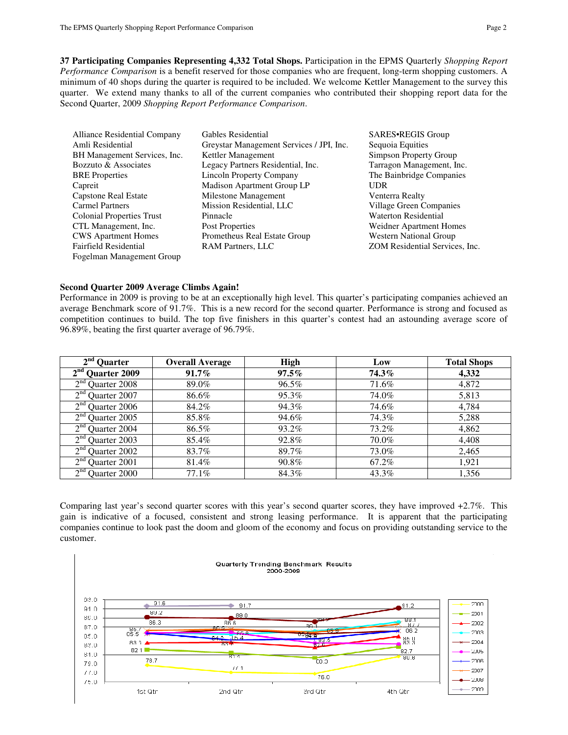**37 Participating Companies Representing 4,332 Total Shops.** Participation in the EPMS Quarterly *Shopping Report Performance Comparison* is a benefit reserved for those companies who are frequent, long-term shopping customers. A minimum of 40 shops during the quarter is required to be included. We welcome Kettler Management to the survey this quarter. We extend many thanks to all of the current companies who contributed their shopping report data for the Second Quarter, 2009 *Shopping Report Performance Comparison*.

- Alliance Residential Company
- Amli Residential
- BH Management Services, Inc.
- Bozzuto & Associates
- BRE Properties
- Capreit
- Capstone Real Estate
- Carmel Partners
- Colonial Properties Trust
- CTL Management, Inc.
- CWS Apartment Homes
- Fairfield Residential
- Fogelman Management Group
- Gables Residential
- Greystar Management Services / JPI, Inc.
- Kettler Management
- Legacy Partners Residential, Inc.
- Lincoln Property Company
- Madison Apartment Group LP
- Milestone Management
- Mission Residential, LLC
- Pinnacle
- Post Properties
- Prometheus Real Estate Group
- RAM Partners, LLC
- SARES•REGIS Group
- Sequoia Equities
- Simpson Property Group
- Tarragon Management, Inc.
- The Bainbridge Companies
- UDR
- Venterra Realty
- Village Green Companies
- Waterton Residential
- Weidner Apartment Homes
- Western National Group
- ZOM Residential Services, Inc.

**Second Quarter 2009 Average Climbs Again!**

Performance in 2009 is proving to be at an exceptionally high level. This quarter's participating companies achieved an average Benchmark score of 91.7%. This is a new record for the second quarter. Performance is strong and focused as competition continues to build. The top five finishers in this quarter's contest had an astounding average score of 96.89%, beating the first quarter average of 96.79%.

| 2nd Quarter | Overall Average | High | Low | Total Shops |
|---|---|---|---|---|
| **2nd Quarter 2009** | **91.7%** | **97.5%** | **74.3%** | **4,332** |
| 2nd Quarter 2008 | 89.0% | 96.5% | 71.6% | 4,872 |
| 2nd Quarter 2007 | 86.6% | 95.3% | 74.0% | 5,813 |
| 2nd Quarter 2006 | 84.2% | 94.3% | 74.6% | 4,784 |
| 2nd Quarter 2005 | 85.8% | 94.6% | 74.3% | 5,288 |
| 2nd Quarter 2004 | 86.5% | 93.2% | 73.2% | 4,862 |
| 2nd Quarter 2003 | 85.4% | 92.8% | 70.0% | 4,408 |
| 2nd Quarter 2002 | 83.7% | 89.7% | 73.0% | 2,465 |
| 2nd Quarter 2001 | 81.4% | 90.8% | 67.2% | 1,921 |
| 2nd Quarter 2000 | 77.1% | 84.3% | 43.3% | 1,356 |

Comparing last year's second quarter scores with this year's second quarter scores, they have improved +2.7%. This gain is indicative of a focused, consistent and strong leasing performance. It is apparent that the participating companies continue to look past the doom and gloom of the economy and focus on providing outstanding service to the customer.

Quarterly Trending Benchmark Results
2000-2009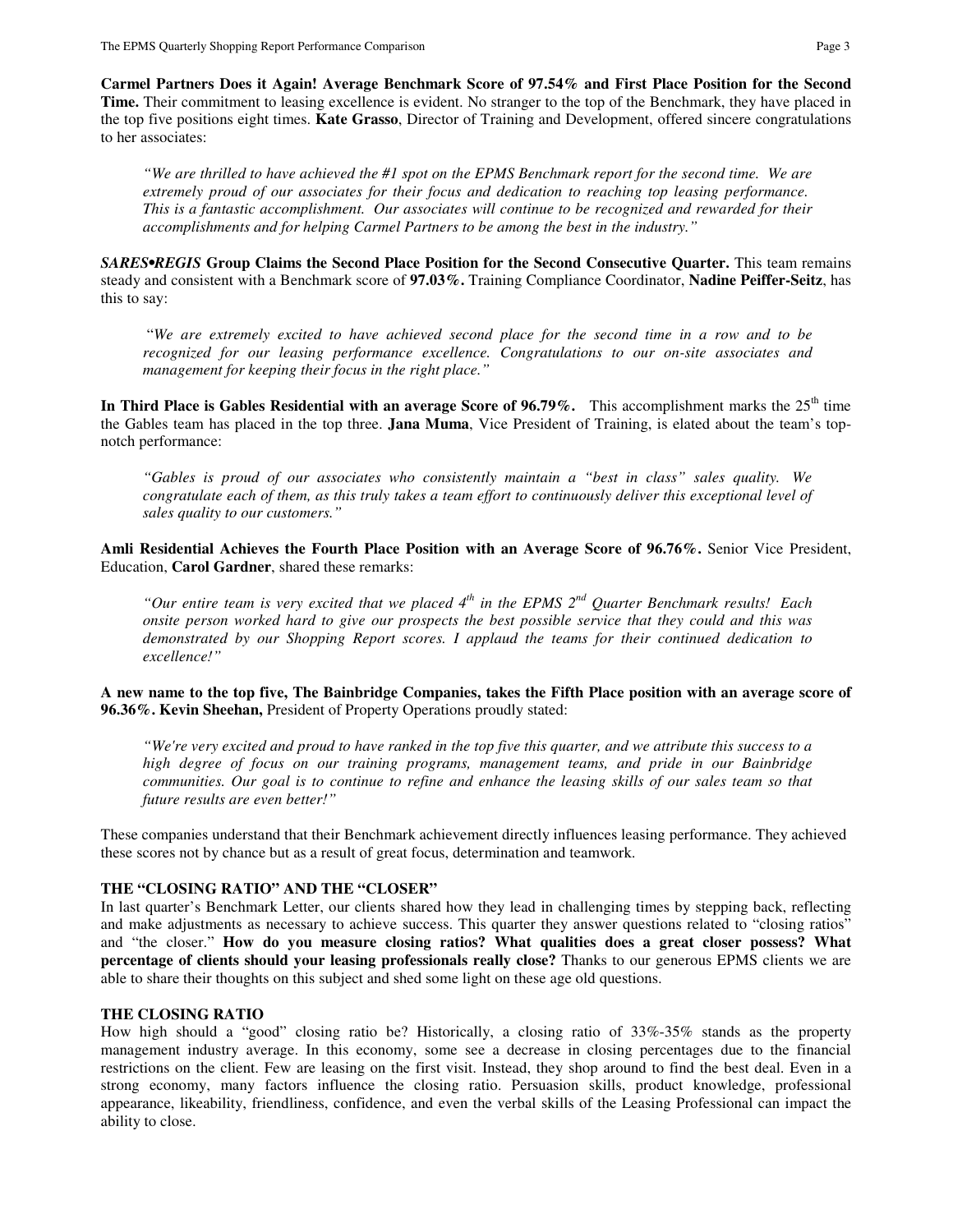**Carmel Partners Does it Again! Average Benchmark Score of 97.54% and First Place Position for the Second Time.** Their commitment to leasing excellence is evident. No stranger to the top of the Benchmark, they have placed in the top five positions eight times. **Kate Grasso**, Director of Training and Development, offered sincere congratulations to her associates:

> *"We are thrilled to have achieved the #1 spot on the EPMS Benchmark report for the second time. We are extremely proud of our associates for their focus and dedication to reaching top leasing performance. This is a fantastic accomplishment. Our associates will continue to be recognized and rewarded for their accomplishments and for helping Carmel Partners to be among the best in the industry."*

***SARES•REGIS*** **Group Claims the Second Place Position for the Second Consecutive Quarter.** This team remains steady and consistent with a Benchmark score of **97.03%.** Training Compliance Coordinator, **Nadine Peiffer-Seitz**, has this to say:

> *"We are extremely excited to have achieved second place for the second time in a row and to be recognized for our leasing performance excellence. Congratulations to our on-site associates and management for keeping their focus in the right place."*

**In Third Place is Gables Residential with an average Score of 96.79%.** This accomplishment marks the 25th time the Gables team has placed in the top three. **Jana Muma**, Vice President of Training, is elated about the team's top-notch performance:

> *"Gables is proud of our associates who consistently maintain a "best in class" sales quality. We congratulate each of them, as this truly takes a team effort to continuously deliver this exceptional level of sales quality to our customers."*

**Amli Residential Achieves the Fourth Place Position with an Average Score of 96.76%.** Senior Vice President, Education, **Carol Gardner**, shared these remarks:

> *"Our entire team is very excited that we placed 4th in the EPMS 2nd Quarter Benchmark results! Each onsite person worked hard to give our prospects the best possible service that they could and this was demonstrated by our Shopping Report scores. I applaud the teams for their continued dedication to excellence!"*

**A new name to the top five, The Bainbridge Companies, takes the Fifth Place position with an average score of 96.36%. Kevin Sheehan,** President of Property Operations proudly stated:

> *"We're very excited and proud to have ranked in the top five this quarter, and we attribute this success to a high degree of focus on our training programs, management teams, and pride in our Bainbridge communities. Our goal is to continue to refine and enhance the leasing skills of our sales team so that future results are even better!"*

These companies understand that their Benchmark achievement directly influences leasing performance. They achieved these scores not by chance but as a result of great focus, determination and teamwork.

## THE "CLOSING RATIO" AND THE "CLOSER"

In last quarter's Benchmark Letter, our clients shared how they lead in challenging times by stepping back, reflecting and make adjustments as necessary to achieve success. This quarter they answer questions related to "closing ratios" and "the closer." **How do you measure closing ratios? What qualities does a great closer possess? What percentage of clients should your leasing professionals really close?** Thanks to our generous EPMS clients we are able to share their thoughts on this subject and shed some light on these age old questions.

## THE CLOSING RATIO

How high should a "good" closing ratio be? Historically, a closing ratio of 33%-35% stands as the property management industry average. In this economy, some see a decrease in closing percentages due to the financial restrictions on the client. Few are leasing on the first visit. Instead, they shop around to find the best deal. Even in a strong economy, many factors influence the closing ratio. Persuasion skills, product knowledge, professional appearance, likeability, friendliness, confidence, and even the verbal skills of the Leasing Professional can impact the ability to close.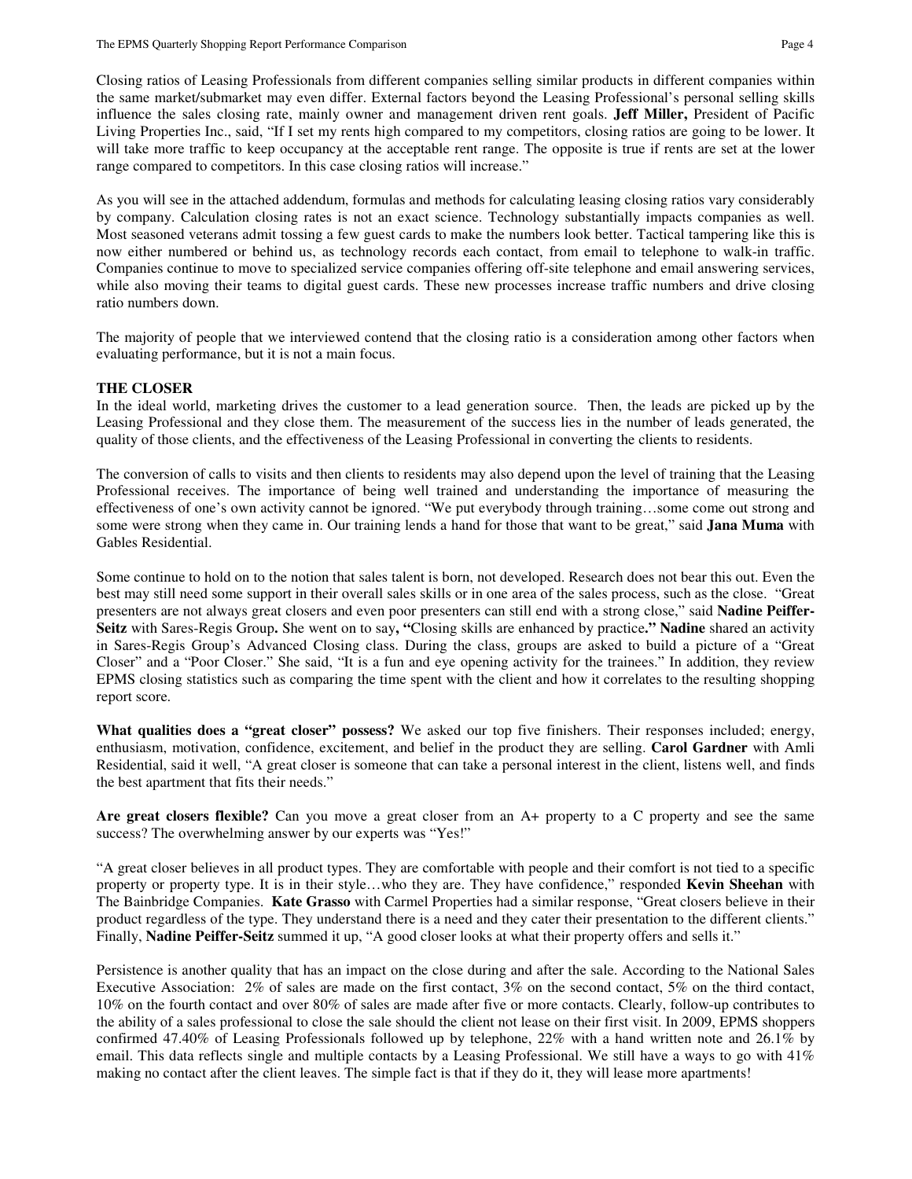Closing ratios of Leasing Professionals from different companies selling similar products in different companies within the same market/submarket may even differ. External factors beyond the Leasing Professional's personal selling skills influence the sales closing rate, mainly owner and management driven rent goals. **Jeff Miller,** President of Pacific Living Properties Inc., said, "If I set my rents high compared to my competitors, closing ratios are going to be lower. It will take more traffic to keep occupancy at the acceptable rent range. The opposite is true if rents are set at the lower range compared to competitors. In this case closing ratios will increase."

As you will see in the attached addendum, formulas and methods for calculating leasing closing ratios vary considerably by company. Calculation closing rates is not an exact science. Technology substantially impacts companies as well. Most seasoned veterans admit tossing a few guest cards to make the numbers look better. Tactical tampering like this is now either numbered or behind us, as technology records each contact, from email to telephone to walk-in traffic. Companies continue to move to specialized service companies offering off-site telephone and email answering services, while also moving their teams to digital guest cards. These new processes increase traffic numbers and drive closing ratio numbers down.

The majority of people that we interviewed contend that the closing ratio is a consideration among other factors when evaluating performance, but it is not a main focus.

**THE CLOSER**

In the ideal world, marketing drives the customer to a lead generation source. Then, the leads are picked up by the Leasing Professional and they close them. The measurement of the success lies in the number of leads generated, the quality of those clients, and the effectiveness of the Leasing Professional in converting the clients to residents.

The conversion of calls to visits and then clients to residents may also depend upon the level of training that the Leasing Professional receives. The importance of being well trained and understanding the importance of measuring the effectiveness of one's own activity cannot be ignored. "We put everybody through training…some come out strong and some were strong when they came in. Our training lends a hand for those that want to be great," said **Jana Muma** with Gables Residential.

Some continue to hold on to the notion that sales talent is born, not developed. Research does not bear this out. Even the best may still need some support in their overall sales skills or in one area of the sales process, such as the close. "Great presenters are not always great closers and even poor presenters can still end with a strong close," said **Nadine Peiffer-Seitz** with Sares-Regis Group**.** She went on to say**, "**Closing skills are enhanced by practice**." Nadine** shared an activity in Sares-Regis Group's Advanced Closing class. During the class, groups are asked to build a picture of a "Great Closer" and a "Poor Closer." She said, "It is a fun and eye opening activity for the trainees." In addition, they review EPMS closing statistics such as comparing the time spent with the client and how it correlates to the resulting shopping report score.

**What qualities does a "great closer" possess?** We asked our top five finishers. Their responses included; energy, enthusiasm, motivation, confidence, excitement, and belief in the product they are selling. **Carol Gardner** with Amli Residential, said it well, "A great closer is someone that can take a personal interest in the client, listens well, and finds the best apartment that fits their needs."

**Are great closers flexible?** Can you move a great closer from an A+ property to a C property and see the same success? The overwhelming answer by our experts was "Yes!"

"A great closer believes in all product types. They are comfortable with people and their comfort is not tied to a specific property or property type. It is in their style…who they are. They have confidence," responded **Kevin Sheehan** with The Bainbridge Companies. **Kate Grasso** with Carmel Properties had a similar response, "Great closers believe in their product regardless of the type. They understand there is a need and they cater their presentation to the different clients." Finally, **Nadine Peiffer-Seitz** summed it up, "A good closer looks at what their property offers and sells it."

Persistence is another quality that has an impact on the close during and after the sale. According to the National Sales Executive Association: 2% of sales are made on the first contact, 3% on the second contact, 5% on the third contact, 10% on the fourth contact and over 80% of sales are made after five or more contacts. Clearly, follow-up contributes to the ability of a sales professional to close the sale should the client not lease on their first visit. In 2009, EPMS shoppers confirmed 47.40% of Leasing Professionals followed up by telephone, 22% with a hand written note and 26.1% by email. This data reflects single and multiple contacts by a Leasing Professional. We still have a ways to go with 41% making no contact after the client leaves. The simple fact is that if they do it, they will lease more apartments!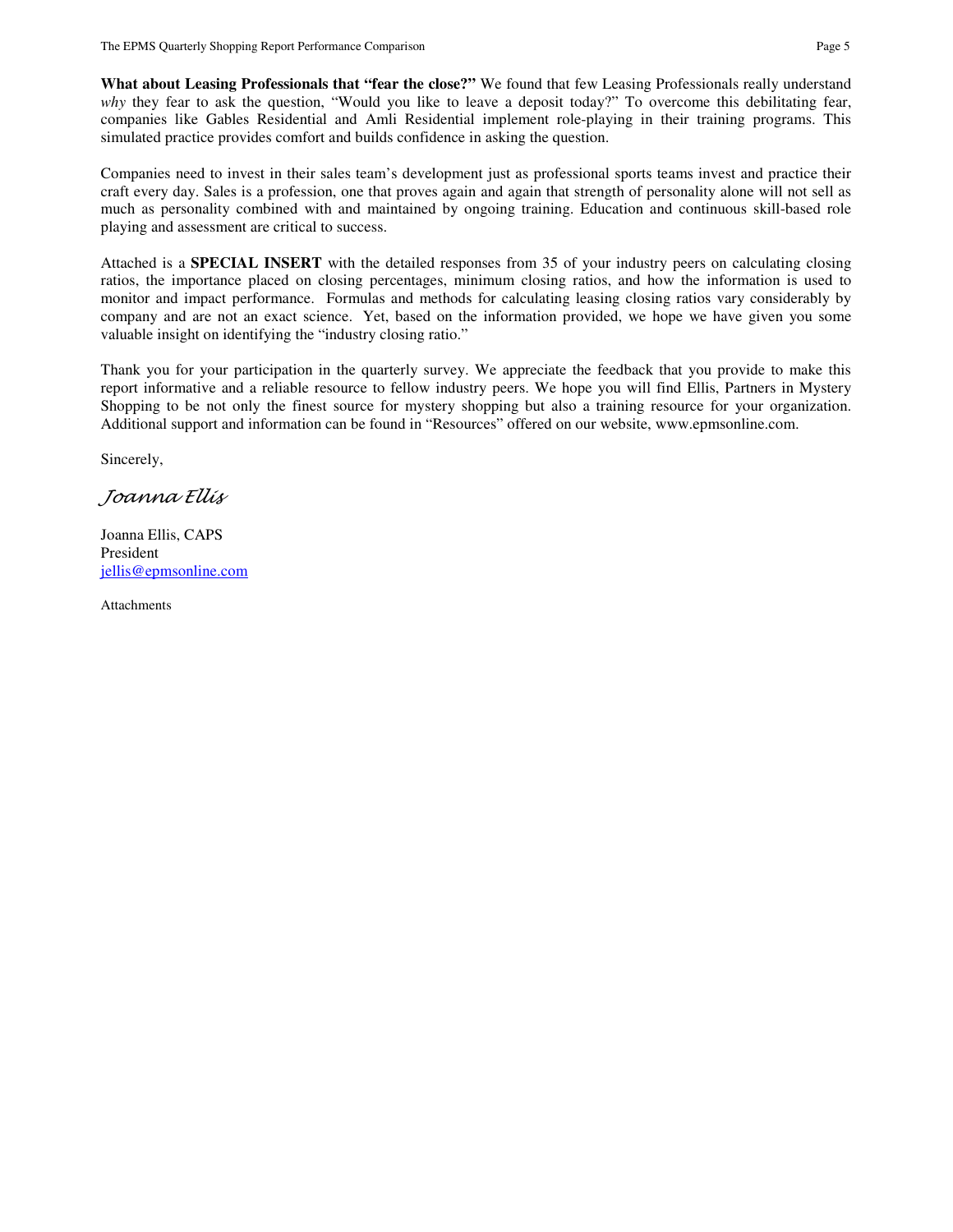**What about Leasing Professionals that "fear the close?"** We found that few Leasing Professionals really understand *why* they fear to ask the question, "Would you like to leave a deposit today?" To overcome this debilitating fear, companies like Gables Residential and Amli Residential implement role-playing in their training programs. This simulated practice provides comfort and builds confidence in asking the question.

Companies need to invest in their sales team's development just as professional sports teams invest and practice their craft every day. Sales is a profession, one that proves again and again that strength of personality alone will not sell as much as personality combined with and maintained by ongoing training. Education and continuous skill-based role playing and assessment are critical to success.

Attached is a **SPECIAL INSERT** with the detailed responses from 35 of your industry peers on calculating closing ratios, the importance placed on closing percentages, minimum closing ratios, and how the information is used to monitor and impact performance. Formulas and methods for calculating leasing closing ratios vary considerably by company and are not an exact science. Yet, based on the information provided, we hope we have given you some valuable insight on identifying the "industry closing ratio."

Thank you for your participation in the quarterly survey. We appreciate the feedback that you provide to make this report informative and a reliable resource to fellow industry peers. We hope you will find Ellis, Partners in Mystery Shopping to be not only the finest source for mystery shopping but also a training resource for your organization. Additional support and information can be found in "Resources" offered on our website, www.epmsonline.com.

Sincerely,

*Joanna Ellis*

Joanna Ellis, CAPS
President
jellis@epmsonline.com

Attachments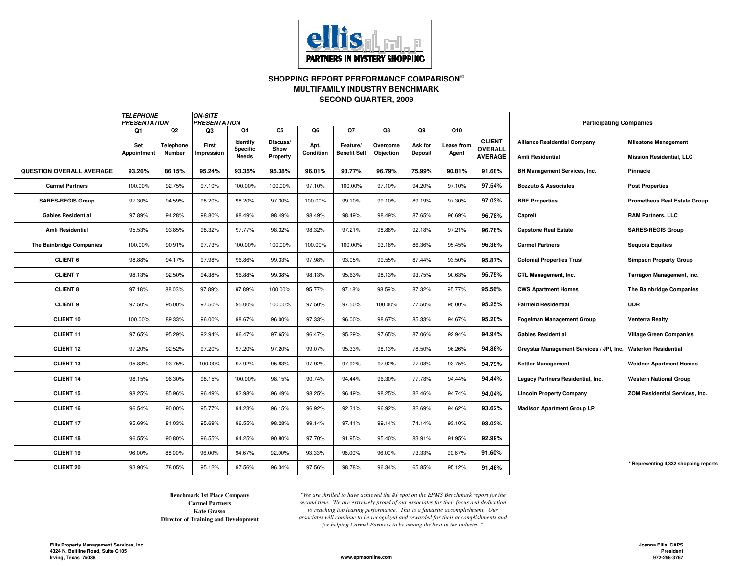ellis PARTNERS IN MYSTERY SHOPPING

## SHOPPING REPORT PERFORMANCE COMPARISON©
## MULTIFAMILY INDUSTRY BENCHMARK
## SECOND QUARTER, 2009

| | TELEPHONE PRESENTATION | | ON-SITE PRESENTATION | | | | | | | | |
|---|---|---|---|---|---|---|---|---|---|---|---|
| | Q1 | Q2 | Q3 | Q4 | Q5 | Q6 | Q7 | Q8 | Q9 | Q10 | |
| | Set Appointment | Telephone Number | First Impression | Identify Specific Needs | Discuss/ Show Property | Apt. Condition | Feature/ Benefit Sell | Overcome Objection | Ask for Deposit | Lease from Agent | CLIENT OVERALL AVERAGE |
| **QUESTION OVERALL AVERAGE** | **93.26%** | **86.15%** | **95.24%** | **93.35%** | **95.38%** | **96.01%** | **93.77%** | **96.79%** | **75.99%** | **90.81%** | **91.68%** |
| **Carmel Partners** | 100.00% | 92.75% | 97.10% | 100.00% | 100.00% | 97.10% | 100.00% | 97.10% | 94.20% | 97.10% | **97.54%** |
| **SARES-REGIS Group** | 97.30% | 94.59% | 98.20% | 98.20% | 97.30% | 100.00% | 99.10% | 99.10% | 89.19% | 97.30% | **97.03%** |
| **Gables Residential** | 97.89% | 94.28% | 98.80% | 98.49% | 98.49% | 98.49% | 98.49% | 98.49% | 87.65% | 96.69% | **96.78%** |
| **Amli Residential** | 95.53% | 93.85% | 98.32% | 97.77% | 98.32% | 98.32% | 97.21% | 98.88% | 92.18% | 97.21% | **96.76%** |
| **The Bainbridge Companies** | 100.00% | 90.91% | 97.73% | 100.00% | 100.00% | 100.00% | 100.00% | 93.18% | 86.36% | 95.45% | **96.36%** |
| **CLIENT 6** | 98.88% | 94.17% | 97.98% | 96.86% | 99.33% | 97.98% | 93.05% | 99.55% | 87.44% | 93.50% | **95.87%** |
| **CLIENT 7** | 98.13% | 92.50% | 94.38% | 96.88% | 99.38% | 98.13% | 95.63% | 98.13% | 93.75% | 90.63% | **95.75%** |
| **CLIENT 8** | 97.18% | 88.03% | 97.89% | 97.89% | 100.00% | 95.77% | 97.18% | 98.59% | 87.32% | 95.77% | **95.56%** |
| **CLIENT 9** | 97.50% | 95.00% | 97.50% | 95.00% | 100.00% | 97.50% | 97.50% | 100.00% | 77.50% | 95.00% | **95.25%** |
| **CLIENT 10** | 100.00% | 89.33% | 96.00% | 98.67% | 96.00% | 97.33% | 96.00% | 98.67% | 85.33% | 94.67% | **95.20%** |
| **CLIENT 11** | 97.65% | 95.29% | 92.94% | 96.47% | 97.65% | 96.47% | 95.29% | 97.65% | 87.06% | 92.94% | **94.94%** |
| **CLIENT 12** | 97.20% | 92.52% | 97.20% | 97.20% | 97.20% | 99.07% | 95.33% | 98.13% | 78.50% | 96.26% | **94.86%** |
| **CLIENT 13** | 95.83% | 93.75% | 100.00% | 97.92% | 95.83% | 97.92% | 97.92% | 97.92% | 77.08% | 93.75% | **94.79%** |
| **CLIENT 14** | 98.15% | 96.30% | 98.15% | 100.00% | 98.15% | 90.74% | 94.44% | 96.30% | 77.78% | 94.44% | **94.44%** |
| **CLIENT 15** | 98.25% | 85.96% | 96.49% | 92.98% | 96.49% | 98.25% | 96.49% | 98.25% | 82.46% | 94.74% | **94.04%** |
| **CLIENT 16** | 96.54% | 90.00% | 95.77% | 94.23% | 96.15% | 96.92% | 92.31% | 96.92% | 82.69% | 94.62% | **93.62%** |
| **CLIENT 17** | 95.69% | 81.03% | 95.69% | 96.55% | 98.28% | 99.14% | 97.41% | 99.14% | 74.14% | 93.10% | **93.02%** |
| **CLIENT 18** | 96.55% | 90.80% | 96.55% | 94.25% | 90.80% | 97.70% | 91.95% | 95.40% | 83.91% | 91.95% | **92.99%** |
| **CLIENT 19** | 96.00% | 88.00% | 96.00% | 94.67% | 92.00% | 93.33% | 96.00% | 96.00% | 73.33% | 90.67% | **91.60%** |
| **CLIENT 20** | 93.90% | 78.05% | 95.12% | 97.56% | 96.34% | 97.56% | 98.78% | 96.34% | 65.85% | 95.12% | **91.46%** |

### Participating Companies

| | |
|---|---|
| **Alliance Residential Company** | **Milestone Management** |
| **Amli Residential** | **Mission Residential, LLC** |
| **BH Management Services, Inc.** | **Pinnacle** |
| **Bozzuto & Associates** | **Post Properties** |
| **BRE Properties** | **Prometheus Real Estate Group** |
| **Capreit** | **RAM Partners, LLC** |
| **Capstone Real Estate** | **SARES•REGIS Group** |
| **Carmel Partners** | **Sequoia Equities** |
| **Colonial Properties Trust** | **Simpson Property Group** |
| **CTL Management, Inc.** | **Tarragon Management, Inc.** |
| **CWS Apartment Homes** | **The Bainbridge Companies** |
| **Fairfield Residential** | **UDR** |
| **Fogelman Management Group** | **Venterra Realty** |
| **Gables Residential** | **Village Green Companies** |
| **Greystar Management Services / JPI, Inc.** | **Waterton Residential** |
| **Kettler Management** | **Weidner Apartment Homes** |
| **Legacy Partners Residential, Inc.** | **Western National Group** |
| **Lincoln Property Company** | **ZOM Residential Services, Inc.** |
| **Madison Apartment Group LP** | |

* Representing 4,332 shopping reports

**Benchmark 1st Place Company**
**Carmel Partners**
**Kate Grasso**
**Director of Training and Development**

*"We are thrilled to have achieved the #1 spot on the EPMS Benchmark report for the second time. We are extremely proud of our associates for their focus and dedication to reaching top leasing performance. This is a fantastic accomplishment. Our associates will continue to be recognized and rewarded for their accomplishments and for helping Carmel Partners to be among the best in the industry."*

**Ellis Property Management Services, Inc.**
**4324 N. Beltline Road, Suite C105**
**Irving, Texas 75038**

**www.epmsonline.com**

**Joanna Ellis, CAPS**
**President**
**972-256-3767**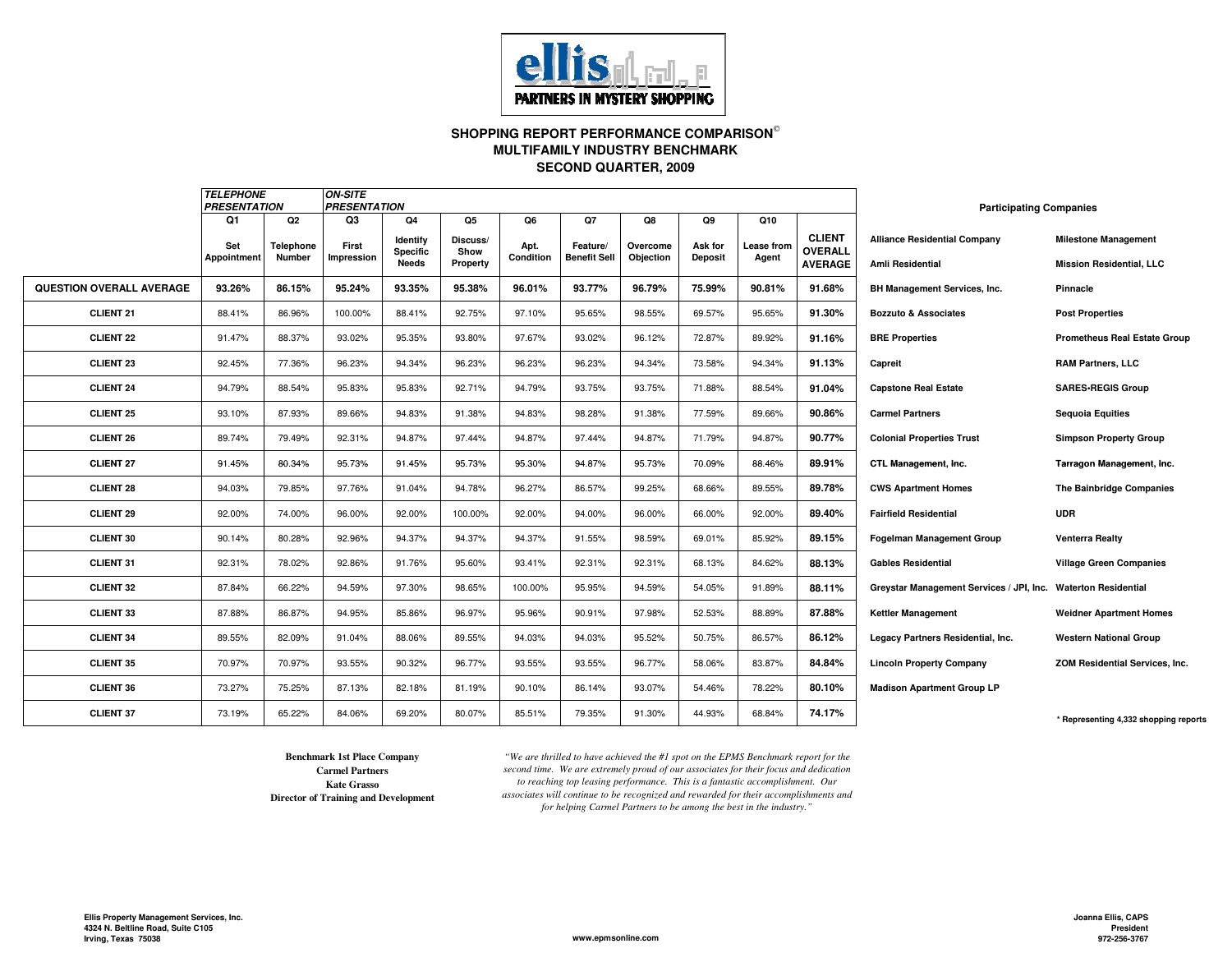ellis PARTNERS IN MYSTERY SHOPPING

## SHOPPING REPORT PERFORMANCE COMPARISON©
## MULTIFAMILY INDUSTRY BENCHMARK
## SECOND QUARTER, 2009

| | TELEPHONE PRESENTATION | | ON-SITE PRESENTATION | | | | | | | | |
|---|---|---|---|---|---|---|---|---|---|---|---|
| | Q1 | Q2 | Q3 | Q4 | Q5 | Q6 | Q7 | Q8 | Q9 | Q10 | |
| | Set Appointment | Telephone Number | First Impression | Identify Specific Needs | Discuss/ Show Property | Apt. Condition | Feature/ Benefit Sell | Overcome Objection | Ask for Deposit | Lease from Agent | CLIENT OVERALL AVERAGE |
| **QUESTION OVERALL AVERAGE** | **93.26%** | **86.15%** | **95.24%** | **93.35%** | **95.38%** | **96.01%** | **93.77%** | **96.79%** | **75.99%** | **90.81%** | **91.68%** |
| **CLIENT 21** | 88.41% | 86.96% | 100.00% | 88.41% | 92.75% | 97.10% | 95.65% | 98.55% | 69.57% | 95.65% | **91.30%** |
| **CLIENT 22** | 91.47% | 88.37% | 93.02% | 95.35% | 93.80% | 97.67% | 93.02% | 96.12% | 72.87% | 89.92% | **91.16%** |
| **CLIENT 23** | 92.45% | 77.36% | 96.23% | 94.34% | 96.23% | 96.23% | 96.23% | 94.34% | 73.58% | 94.34% | **91.13%** |
| **CLIENT 24** | 94.79% | 88.54% | 95.83% | 95.83% | 92.71% | 94.79% | 93.75% | 93.75% | 71.88% | 88.54% | **91.04%** |
| **CLIENT 25** | 93.10% | 87.93% | 89.66% | 94.83% | 91.38% | 94.83% | 98.28% | 91.38% | 77.59% | 89.66% | **90.86%** |
| **CLIENT 26** | 89.74% | 79.49% | 92.31% | 94.87% | 97.44% | 94.87% | 97.44% | 94.87% | 71.79% | 94.87% | **90.77%** |
| **CLIENT 27** | 91.45% | 80.34% | 95.73% | 91.45% | 95.73% | 95.30% | 94.87% | 95.73% | 70.09% | 88.46% | **89.91%** |
| **CLIENT 28** | 94.03% | 79.85% | 97.76% | 91.04% | 94.78% | 96.27% | 86.57% | 99.25% | 68.66% | 89.55% | **89.78%** |
| **CLIENT 29** | 92.00% | 74.00% | 96.00% | 92.00% | 100.00% | 92.00% | 94.00% | 96.00% | 66.00% | 92.00% | **89.40%** |
| **CLIENT 30** | 90.14% | 80.28% | 92.96% | 94.37% | 94.37% | 94.37% | 91.55% | 98.59% | 69.01% | 85.92% | **89.15%** |
| **CLIENT 31** | 92.31% | 78.02% | 92.86% | 91.76% | 95.60% | 93.41% | 92.31% | 92.31% | 68.13% | 84.62% | **88.13%** |
| **CLIENT 32** | 87.84% | 66.22% | 94.59% | 97.30% | 98.65% | 100.00% | 95.95% | 94.59% | 54.05% | 91.89% | **88.11%** |
| **CLIENT 33** | 87.88% | 86.87% | 94.95% | 85.86% | 96.97% | 95.96% | 90.91% | 97.98% | 52.53% | 88.89% | **87.88%** |
| **CLIENT 34** | 89.55% | 82.09% | 91.04% | 88.06% | 89.55% | 94.03% | 94.03% | 95.52% | 50.75% | 86.57% | **86.12%** |
| **CLIENT 35** | 70.97% | 70.97% | 93.55% | 90.32% | 96.77% | 93.55% | 93.55% | 96.77% | 58.06% | 83.87% | **84.84%** |
| **CLIENT 36** | 73.27% | 75.25% | 87.13% | 82.18% | 81.19% | 90.10% | 86.14% | 93.07% | 54.46% | 78.22% | **80.10%** |
| **CLIENT 37** | 73.19% | 65.22% | 84.06% | 69.20% | 80.07% | 85.51% | 79.35% | 91.30% | 44.93% | 68.84% | **74.17%** |

### Participating Companies

| | |
|---|---|
| **Alliance Residential Company** | **Milestone Management** |
| **Amli Residential** | **Mission Residential, LLC** |
| **BH Management Services, Inc.** | **Pinnacle** |
| **Bozzuto & Associates** | **Post Properties** |
| **BRE Properties** | **Prometheus Real Estate Group** |
| **Capreit** | **RAM Partners, LLC** |
| **Capstone Real Estate** | **SARES•REGIS Group** |
| **Carmel Partners** | **Sequoia Equities** |
| **Colonial Properties Trust** | **Simpson Property Group** |
| **CTL Management, Inc.** | **Tarragon Management, Inc.** |
| **CWS Apartment Homes** | **The Bainbridge Companies** |
| **Fairfield Residential** | **UDR** |
| **Fogelman Management Group** | **Venterra Realty** |
| **Gables Residential** | **Village Green Companies** |
| **Greystar Management Services / JPI, Inc.** | **Waterton Residential** |
| **Kettler Management** | **Weidner Apartment Homes** |
| **Legacy Partners Residential, Inc.** | **Western National Group** |
| **Lincoln Property Company** | **ZOM Residential Services, Inc.** |
| **Madison Apartment Group LP** | |

\* Representing 4,332 shopping reports

**Benchmark 1st Place Company**
**Carmel Partners**
**Kate Grasso**
**Director of Training and Development**

*"We are thrilled to have achieved the #1 spot on the EPMS Benchmark report for the second time. We are extremely proud of our associates for their focus and dedication to reaching top leasing performance. This is a fantastic accomplishment. Our associates will continue to be recognized and rewarded for their accomplishments and for helping Carmel Partners to be among the best in the industry."*

Ellis Property Management Services, Inc.
4324 N. Beltline Road, Suite C105
Irving, Texas 75038

www.epmsonline.com

Joanna Ellis, CAPS
President
972-256-3767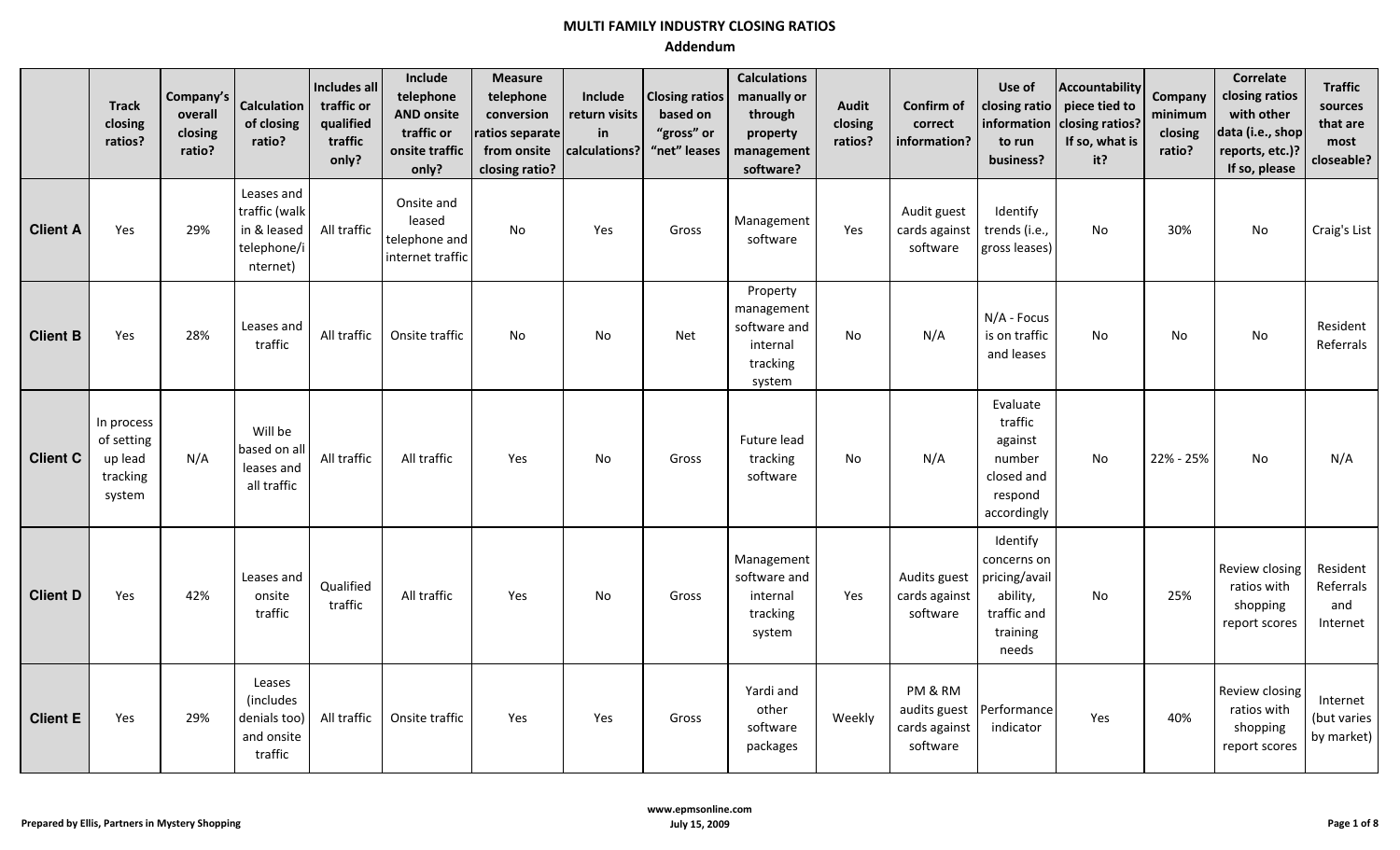# MULTI FAMILY INDUSTRY CLOSING RATIOS

## Addendum

| | Track closing ratios? | Company's overall closing ratio? | Calculation of closing ratio? | Includes all traffic or qualified traffic only? | Include telephone AND onsite traffic or onsite traffic only? | Measure telephone conversion ratios separate from onsite closing ratio? | Include return visits in calculations? | Closing ratios based on "gross" or "net" leases | Calculations manually or through property management software? | Audit closing ratios? | Confirm of correct information? | Use of closing ratio information to run business? | Accountability piece tied to closing ratios? If so, what is it? | Company minimum closing ratio? | Correlate closing ratios with other data (i.e., shop reports, etc.)? If so, please | Traffic sources that are most closeable? |
|---|---|---|---|---|---|---|---|---|---|---|---|---|---|---|---|---|
| **Client A** | Yes | 29% | Leases and traffic (walk in & leased telephone/internet) | All traffic | Onsite and leased telephone and internet traffic | No | Yes | Gross | Management software | Yes | Audit guest cards against software | Identify trends (i.e., gross leases) | No | 30% | No | Craig's List |
| **Client B** | Yes | 28% | Leases and traffic | All traffic | Onsite traffic | No | No | Net | Property management software and internal tracking system | No | N/A | N/A - Focus is on traffic and leases | No | No | No | Resident Referrals |
| **Client C** | In process of setting up lead tracking system | N/A | Will be based on all leases and all traffic | All traffic | All traffic | Yes | No | Gross | Future lead tracking software | No | N/A | Evaluate traffic against number closed and respond accordingly | No | 22% - 25% | No | N/A |
| **Client D** | Yes | 42% | Leases and onsite traffic | Qualified traffic | All traffic | Yes | No | Gross | Management software and internal tracking system | Yes | Audits guest cards against software | Identify concerns on pricing/availability, traffic and training needs | No | 25% | Review closing ratios with shopping report scores | Resident Referrals and Internet |
| **Client E** | Yes | 29% | Leases (includes denials too) and onsite traffic | All traffic | Onsite traffic | Yes | Yes | Gross | Yardi and other software packages | Weekly | PM & RM audits guest cards against software | Performance indicator | Yes | 40% | Review closing ratios with shopping report scores | Internet (but varies by market) |

Prepared by Ellis, Partners in Mystery Shopping

www.epmsonline.com
July 15, 2009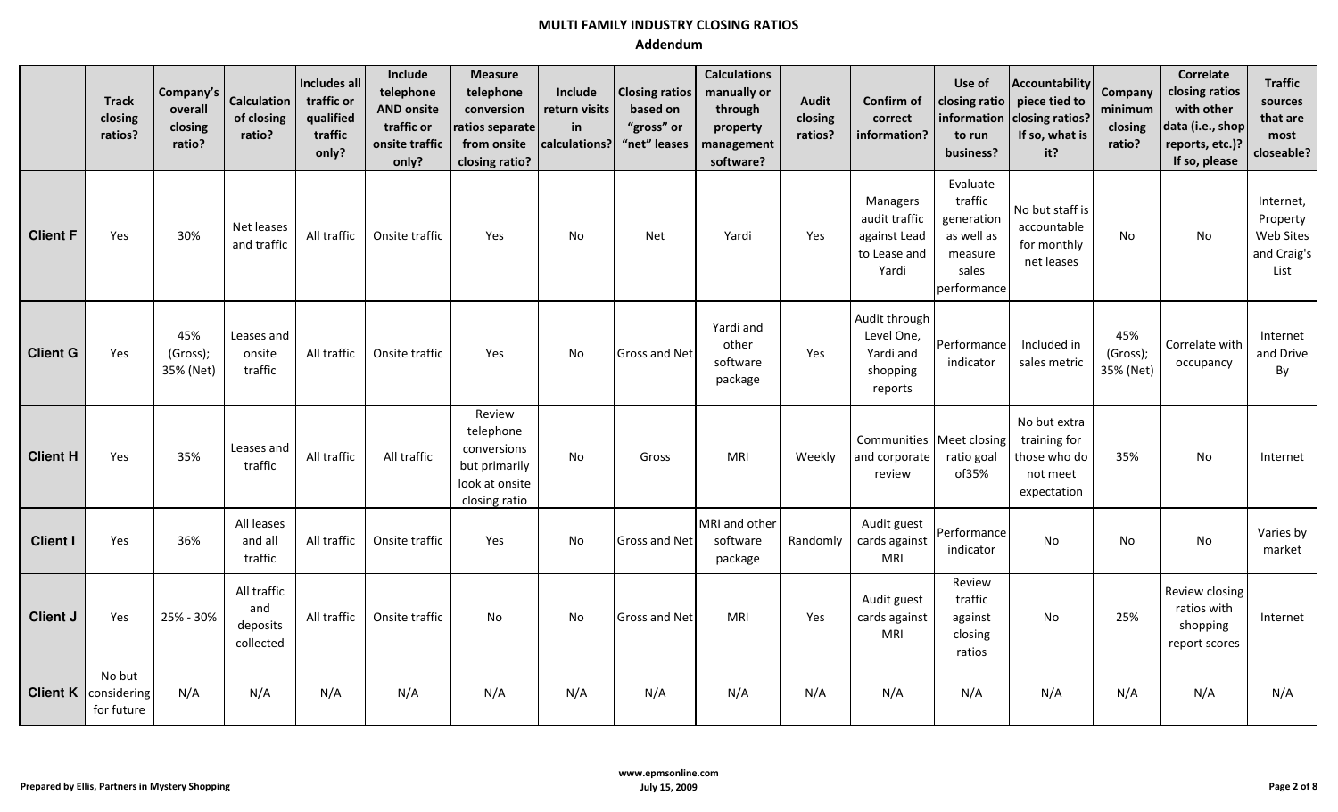# MULTI FAMILY INDUSTRY CLOSING RATIOS

## Addendum

| | Track closing ratios? | Company's overall closing ratio? | Calculation of closing ratio? | Includes all traffic or qualified traffic only? | Include telephone AND onsite traffic or onsite traffic only? | Measure telephone conversion ratios separate from onsite closing ratio? | Include return visits in calculations? | Closing ratios based on "gross" or "net" leases | Calculations manually or through property management software? | Audit closing ratios? | Confirm of correct information? | Use of closing ratio information to run business? | Accountability piece tied to closing ratios? If so, what is it? | Company minimum closing ratio? | Correlate closing ratios with other data (i.e., shop reports, etc.)? If so, please | Traffic sources that are most closeable? |
|---|---|---|---|---|---|---|---|---|---|---|---|---|---|---|---|---|
| **Client F** | Yes | 30% | Net leases and traffic | All traffic | Onsite traffic | Yes | No | Net | Yardi | Yes | Managers audit traffic against Lead to Lease and Yardi | Evaluate traffic generation as well as measure sales performance | No but staff is accountable for monthly net leases | No | No | Internet, Property Web Sites and Craig's List |
| **Client G** | Yes | 45% (Gross); 35% (Net) | Leases and onsite traffic | All traffic | Onsite traffic | Yes | No | Gross and Net | Yardi and other software package | Yes | Audit through Level One, Yardi and shopping reports | Performance indicator | Included in sales metric | 45% (Gross); 35% (Net) | Correlate with occupancy | Internet and Drive By |
| **Client H** | Yes | 35% | Leases and traffic | All traffic | All traffic | Review telephone conversions but primarily look at onsite closing ratio | No | Gross | MRI | Weekly | Communities and corporate review | Meet closing ratio goal of35% | No but extra training for those who do not meet expectation | 35% | No | Internet |
| **Client I** | Yes | 36% | All leases and all traffic | All traffic | Onsite traffic | Yes | No | Gross and Net | MRI and other software package | Randomly | Audit guest cards against MRI | Performance indicator | No | No | No | Varies by market |
| **Client J** | Yes | 25% - 30% | All traffic and deposits collected | All traffic | Onsite traffic | No | No | Gross and Net | MRI | Yes | Audit guest cards against MRI | Review traffic against closing ratios | No | 25% | Review closing ratios with shopping report scores | Internet |
| **Client K** | No but considering for future | N/A | N/A | N/A | N/A | N/A | N/A | N/A | N/A | N/A | N/A | N/A | N/A | N/A | N/A | N/A |

Prepared by Ellis, Partners in Mystery Shopping

www.epmsonline.com
July 15, 2009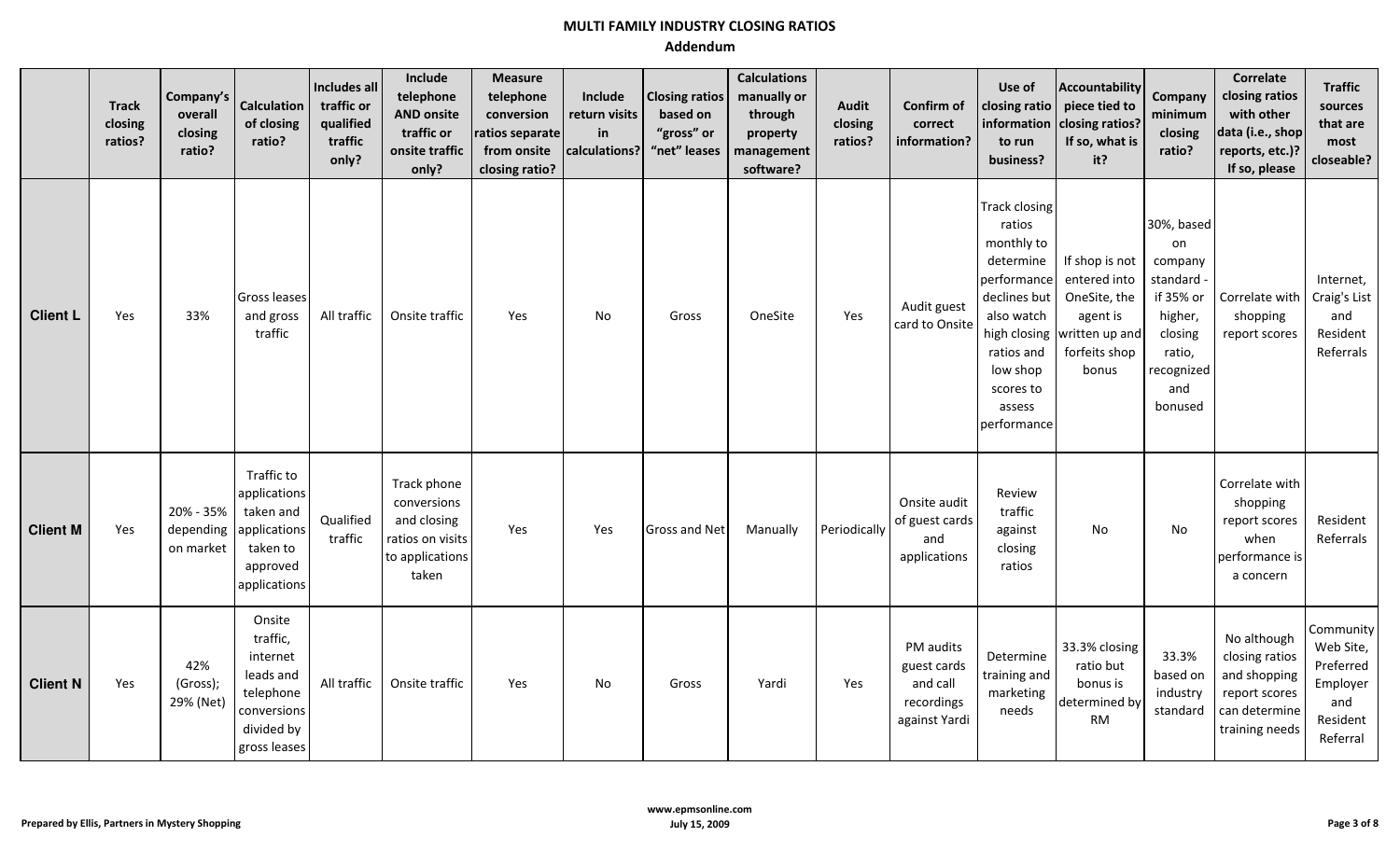# MULTI FAMILY INDUSTRY CLOSING RATIOS

## Addendum

| | Track closing ratios? | Company's overall closing ratio? | Calculation of closing ratio? | Includes all traffic or qualified traffic only? | Include telephone AND onsite traffic or onsite traffic only? | Measure telephone conversion ratios separate from onsite closing ratio? | Include return visits in calculations? | Closing ratios based on "gross" or "net" leases | Calculations manually or through property management software? | Audit closing ratios? | Confirm of correct information? | Use of closing ratio information to run business? | Accountability piece tied to closing ratios? If so, what is it? | Company minimum closing ratio? | Correlate closing ratios with other data (i.e., shop reports, etc.)? If so, please | Traffic sources that are most closeable? |
|---|---|---|---|---|---|---|---|---|---|---|---|---|---|---|---|---|
| **Client L** | Yes | 33% | Gross leases and gross traffic | All traffic | Onsite traffic | Yes | No | Gross | OneSite | Yes | Audit guest card to Onsite | Track closing ratios monthly to determine performance declines but also watch high closing ratios and low shop scores to assess performance | If shop is not entered into OneSite, the agent is written up and forfeits shop bonus | 30%, based on company standard - if 35% or higher, closing ratio, recognized and bonused | Correlate with shopping report scores | Internet, Craig's List and Resident Referrals |
| **Client M** | Yes | 20% - 35% depending on market | Traffic to applications taken and applications taken to approved applications | Qualified traffic | Track phone conversions and closing ratios on visits to applications taken | Yes | Yes | Gross and Net | Manually | Periodically | Onsite audit of guest cards and applications | Review traffic against closing ratios | No | No | Correlate with shopping report scores when performance is a concern | Resident Referrals |
| **Client N** | Yes | 42% (Gross); 29% (Net) | Onsite traffic, internet leads and telephone conversions divided by gross leases | All traffic | Onsite traffic | Yes | No | Gross | Yardi | Yes | PM audits guest cards and call recordings against Yardi | Determine training and marketing needs | 33.3% closing ratio but bonus is determined by RM | 33.3% based on industry standard | No although closing ratios and shopping report scores can determine training needs | Community Web Site, Preferred Employer and Resident Referral |

Prepared by Ellis, Partners in Mystery Shopping

www.epmsonline.com
July 15, 2009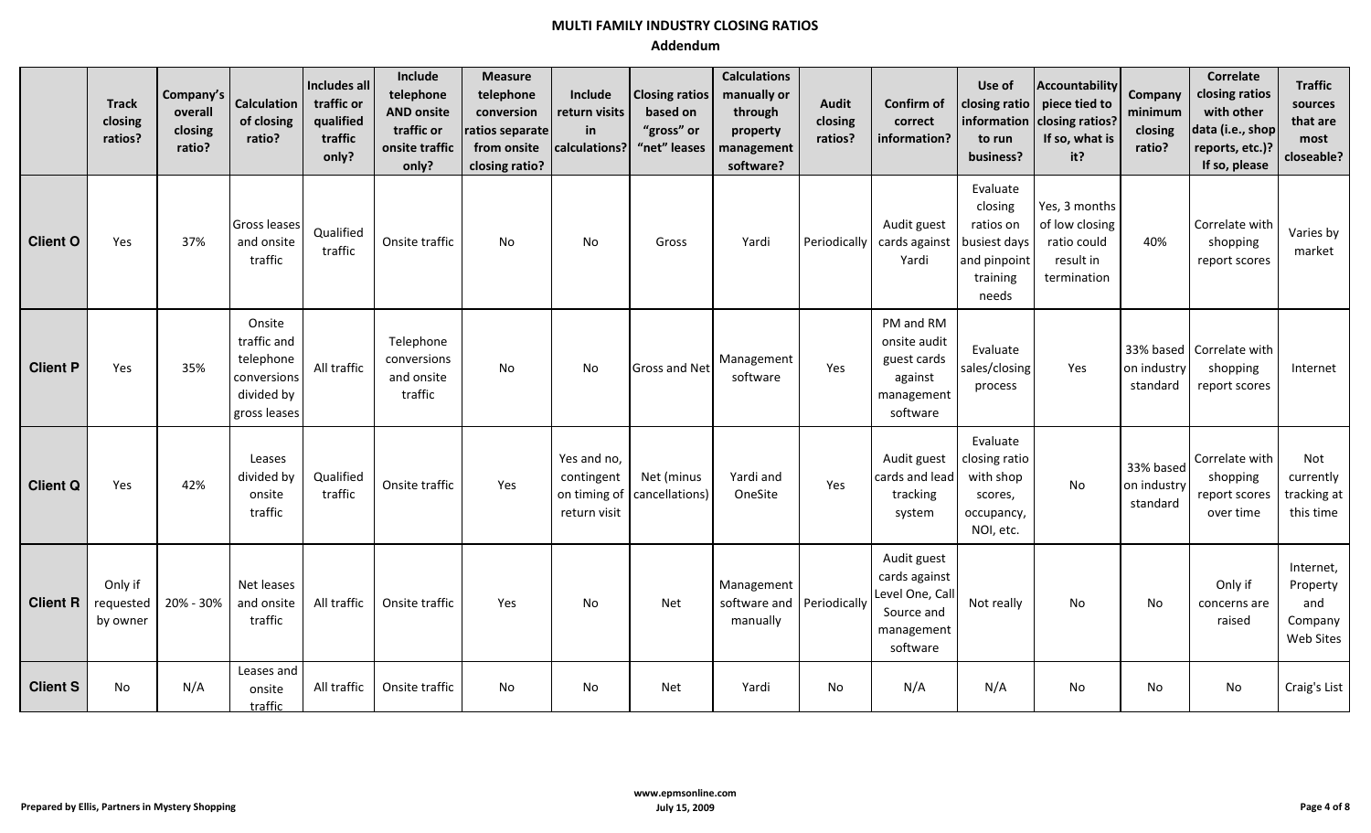# MULTI FAMILY INDUSTRY CLOSING RATIOS

## Addendum

| | Track closing ratios? | Company's overall closing ratio? | Calculation of closing ratio? | Includes all traffic or qualified traffic only? | Include telephone AND onsite traffic or onsite traffic only? | Measure telephone conversion ratios separate from onsite closing ratio? | Include return visits in calculations? | Closing ratios based on "gross" or "net" leases | Calculations manually or through property management software? | Audit closing ratios? | Confirm of correct information? | Use of closing ratio information to run business? | Accountability piece tied to closing ratios? If so, what is it? | Company minimum closing ratio? | Correlate closing ratios with other data (i.e., shop reports, etc.)? If so, please | Traffic sources that are most closeable? |
|---|---|---|---|---|---|---|---|---|---|---|---|---|---|---|---|---|
| **Client O** | Yes | 37% | Gross leases and onsite traffic | Qualified traffic | Onsite traffic | No | No | Gross | Yardi | Periodically | Audit guest cards against Yardi | Evaluate closing ratios on busiest days and pinpoint training needs | Yes, 3 months of low closing ratio could result in termination | 40% | Correlate with shopping report scores | Varies by market |
| **Client P** | Yes | 35% | Onsite traffic and telephone conversions divided by gross leases | All traffic | Telephone conversions and onsite traffic | No | No | Gross and Net | Management software | Yes | PM and RM onsite audit guest cards against management software | Evaluate sales/closing process | Yes | 33% based on industry standard | Correlate with shopping report scores | Internet |
| **Client Q** | Yes | 42% | Leases divided by onsite traffic | Qualified traffic | Onsite traffic | Yes | Yes and no, contingent on timing of return visit | Net (minus cancellations) | Yardi and OneSite | Yes | Audit guest cards and lead tracking system | Evaluate closing ratio with shop scores, occupancy, NOI, etc. | No | 33% based on industry standard | Correlate with shopping report scores over time | Not currently tracking at this time |
| **Client R** | Only if requested by owner | 20% - 30% | Net leases and onsite traffic | All traffic | Onsite traffic | Yes | No | Net | Management software and manually | Periodically | Audit guest cards against Level One, Call Source and management software | Not really | No | No | Only if concerns are raised | Internet, Property and Company Web Sites |
| **Client S** | No | N/A | Leases and onsite traffic | All traffic | Onsite traffic | No | No | Net | Yardi | No | N/A | N/A | No | No | No | Craig's List |

Prepared by Ellis, Partners in Mystery Shopping

www.epmsonline.com
July 15, 2009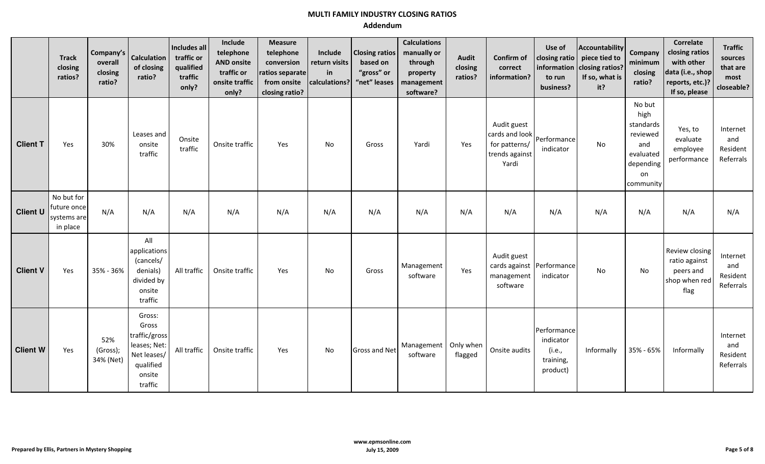# MULTI FAMILY INDUSTRY CLOSING RATIOS

## Addendum

| | Track closing ratios? | Company's overall closing ratio? | Calculation of closing ratio? | Includes all traffic or qualified traffic only? | Include telephone AND onsite traffic or onsite traffic only? | Measure telephone conversion ratios separate from onsite closing ratio? | Include return visits in calculations? | Closing ratios based on "gross" or "net" leases | Calculations manually or through property management software? | Audit closing ratios? | Confirm of correct information? | Use of closing ratio information to run business? | Accountability piece tied to closing ratios? If so, what is it? | Company minimum closing ratio? | Correlate closing ratios with other data (i.e., shop reports, etc.)? If so, please | Traffic sources that are most closeable? |
|---|---|---|---|---|---|---|---|---|---|---|---|---|---|---|---|---|
| **Client T** | Yes | 30% | Leases and onsite traffic | Onsite traffic | Onsite traffic | Yes | No | Gross | Yardi | Yes | Audit guest cards and look for patterns/ trends against Yardi | Performance indicator | No | No but high standards reviewed and evaluated depending on community | Yes, to evaluate employee performance | Internet and Resident Referrals |
| **Client U** | No but for future once systems are in place | N/A | N/A | N/A | N/A | N/A | N/A | N/A | N/A | N/A | N/A | N/A | N/A | N/A | N/A | N/A |
| **Client V** | Yes | 35% - 36% | All applications (cancels/ denials) divided by onsite traffic | All traffic | Onsite traffic | Yes | No | Gross | Management software | Yes | Audit guest cards against management software | Performance indicator | No | No | Review closing ratio against peers and shop when red flag | Internet and Resident Referrals |
| **Client W** | Yes | 52% (Gross); 34% (Net) | Gross: Gross traffic/gross leases; Net: Net leases/ qualified onsite traffic | All traffic | Onsite traffic | Yes | No | Gross and Net | Management software | Only when flagged | Onsite audits | Performance indicator (i.e., training, product) | Informally | 35% - 65% | Informally | Internet and Resident Referrals |

Prepared by Ellis, Partners in Mystery Shopping

www.epmsonline.com
July 15, 2009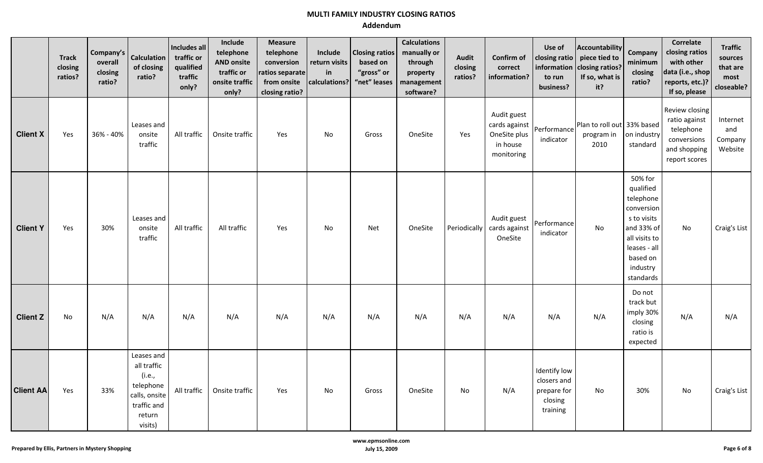# MULTI FAMILY INDUSTRY CLOSING RATIOS

## Addendum

| | Track closing ratios? | Company's overall closing ratio? | Calculation of closing ratio? | Includes all traffic or qualified traffic only? | Include telephone AND onsite traffic or onsite traffic only? | Measure telephone conversion ratios separate from onsite closing ratio? | Include return visits in calculations? | Closing ratios based on "gross" or "net" leases | Calculations manually or through property management software? | Audit closing ratios? | Confirm of correct information? | Use of closing ratio information to run business? | Accountability piece tied to closing ratios? If so, what is it? | Company minimum closing ratio? | Correlate closing ratios with other data (i.e., shop reports, etc.)? If so, please | Traffic sources that are most closeable? |
|---|---|---|---|---|---|---|---|---|---|---|---|---|---|---|---|---|
| **Client X** | Yes | 36% - 40% | Leases and onsite traffic | All traffic | Onsite traffic | Yes | No | Gross | OneSite | Yes | Audit guest cards against OneSite plus in house monitoring | Performance indicator | Plan to roll out program in 2010 | 33% based on industry standard | Review closing ratio against telephone conversions and shopping report scores | Internet and Company Website |
| **Client Y** | Yes | 30% | Leases and onsite traffic | All traffic | All traffic | Yes | No | Net | OneSite | Periodically | Audit guest cards against OneSite | Performance indicator | No | 50% for qualified telephone conversions to visits and 33% of all visits to leases - all based on industry standards | No | Craig's List |
| **Client Z** | No | N/A | N/A | N/A | N/A | N/A | N/A | N/A | N/A | N/A | N/A | N/A | N/A | Do not track but imply 30% closing ratio is expected | N/A | N/A |
| **Client AA** | Yes | 33% | Leases and all traffic (i.e., telephone calls, onsite traffic and return visits) | All traffic | Onsite traffic | Yes | No | Gross | OneSite | No | N/A | Identify low closers and prepare for closing training | No | 30% | No | Craig's List |

Prepared by Ellis, Partners in Mystery Shopping

www.epmsonline.com
July 15, 2009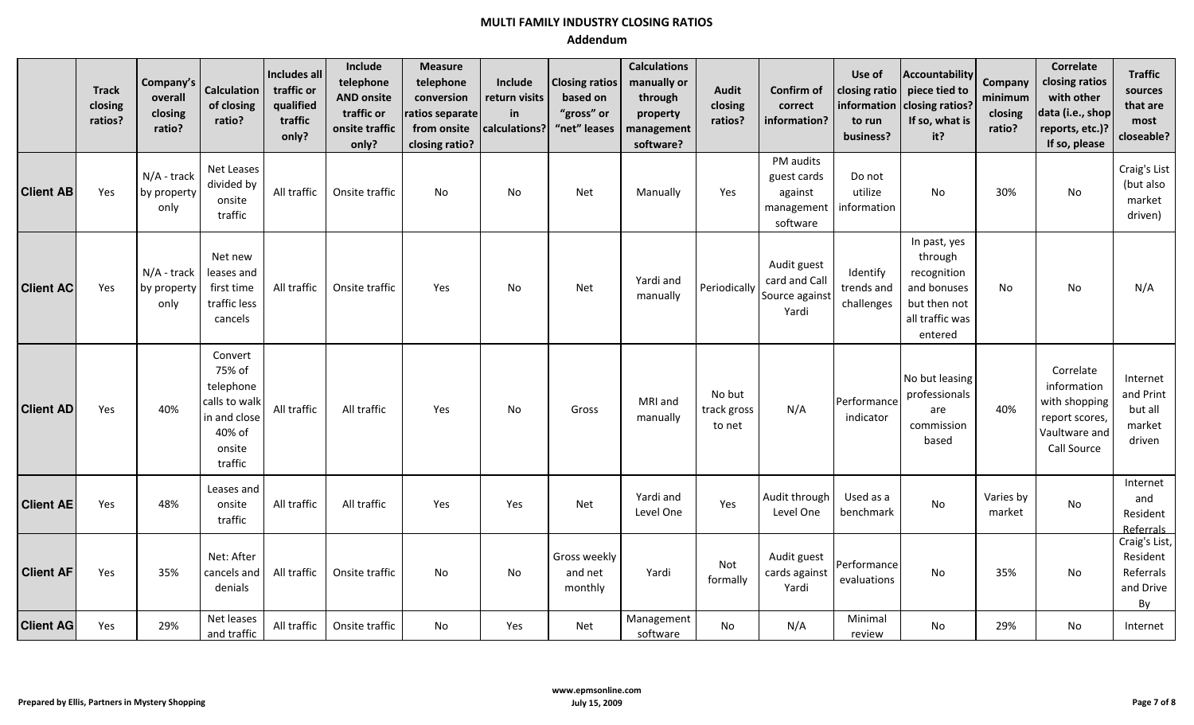# MULTI FAMILY INDUSTRY CLOSING RATIOS

## Addendum

| | Track closing ratios? | Company's overall closing ratio? | Calculation of closing ratio? | Includes all traffic or qualified traffic only? | Include telephone AND onsite traffic or onsite traffic only? | Measure telephone conversion ratios separate from onsite closing ratio? | Include return visits in calculations? | Closing ratios based on "gross" or "net" leases | Calculations manually or through property management software? | Audit closing ratios? | Confirm of correct information? | Use of closing ratio information to run business? | Accountability piece tied to closing ratios? If so, what is it? | Company minimum closing ratio? | Correlate closing ratios with other data (i.e., shop reports, etc.)? If so, please | Traffic sources that are most closeable? |
|---|---|---|---|---|---|---|---|---|---|---|---|---|---|---|---|---|
| **Client AB** | Yes | N/A - track by property only | Net Leases divided by onsite traffic | All traffic | Onsite traffic | No | No | Net | Manually | Yes | PM audits guest cards against management software | Do not utilize information | No | 30% | No | Craig's List (but also market driven) |
| **Client AC** | Yes | N/A - track by property only | Net new leases and first time traffic less cancels | All traffic | Onsite traffic | Yes | No | Net | Yardi and manually | Periodically | Audit guest card and Call Source against Yardi | Identify trends and challenges | In past, yes through recognition and bonuses but then not all traffic was entered | No | No | N/A |
| **Client AD** | Yes | 40% | Convert 75% of telephone calls to walk in and close 40% of onsite traffic | All traffic | All traffic | Yes | No | Gross | MRI and manually | No but track gross to net | N/A | Performance indicator | No but leasing professionals are commission based | 40% | Correlate information with shopping report scores, Vaultware and Call Source | Internet and Print but all market driven |
| **Client AE** | Yes | 48% | Leases and onsite traffic | All traffic | All traffic | Yes | Yes | Net | Yardi and Level One | Yes | Audit through Level One | Used as a benchmark | No | Varies by market | No | Internet and Resident Referrals |
| **Client AF** | Yes | 35% | Net: After cancels and denials | All traffic | Onsite traffic | No | No | Gross weekly and net monthly | Yardi | Not formally | Audit guest cards against Yardi | Performance evaluations | No | 35% | No | Craig's List, Resident Referrals and Drive By |
| **Client AG** | Yes | 29% | Net leases and traffic | All traffic | Onsite traffic | No | Yes | Net | Management software | No | N/A | Minimal review | No | 29% | No | Internet |

Prepared by Ellis, Partners in Mystery Shopping

www.epmsonline.com
July 15, 2009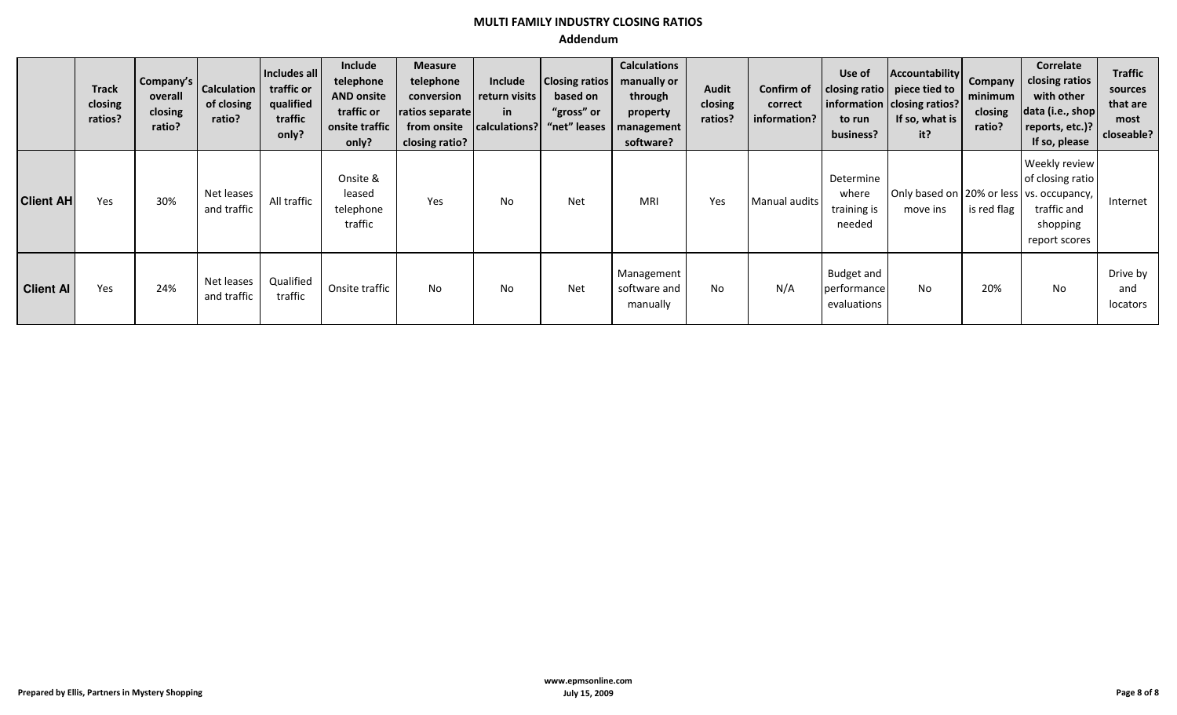# MULTI FAMILY INDUSTRY CLOSING RATIOS

## Addendum

| | Track closing ratios? | Company's overall closing ratio? | Calculation of closing ratio? | Includes all traffic or qualified traffic only? | Include telephone AND onsite traffic or onsite traffic only? | Measure telephone conversion ratios separate from onsite closing ratio? | Include return visits in calculations? | Closing ratios based on "gross" or "net" leases | Calculations manually or through property management software? | Audit closing ratios? | Confirm of correct information? | Use of closing ratio information to run business? | Accountability piece tied to closing ratios? If so, what is it? | Company minimum closing ratio? | Correlate closing ratios with other data (i.e., shop reports, etc.)? If so, please | Traffic sources that are most closeable? |
|---|---|---|---|---|---|---|---|---|---|---|---|---|---|---|---|---|
| **Client AH** | Yes | 30% | Net leases and traffic | All traffic | Onsite & leased telephone traffic | Yes | No | Net | MRI | Yes | Manual audits | Determine where training is needed | Only based on move ins | 20% or less is red flag | Weekly review of closing ratio vs. occupancy, traffic and shopping report scores | Internet |
| **Client AI** | Yes | 24% | Net leases and traffic | Qualified traffic | Onsite traffic | No | No | Net | Management software and manually | No | N/A | Budget and performance evaluations | No | 20% | No | Drive by and locators |

Prepared by Ellis, Partners in Mystery Shopping

www.epmsonline.com
July 15, 2009